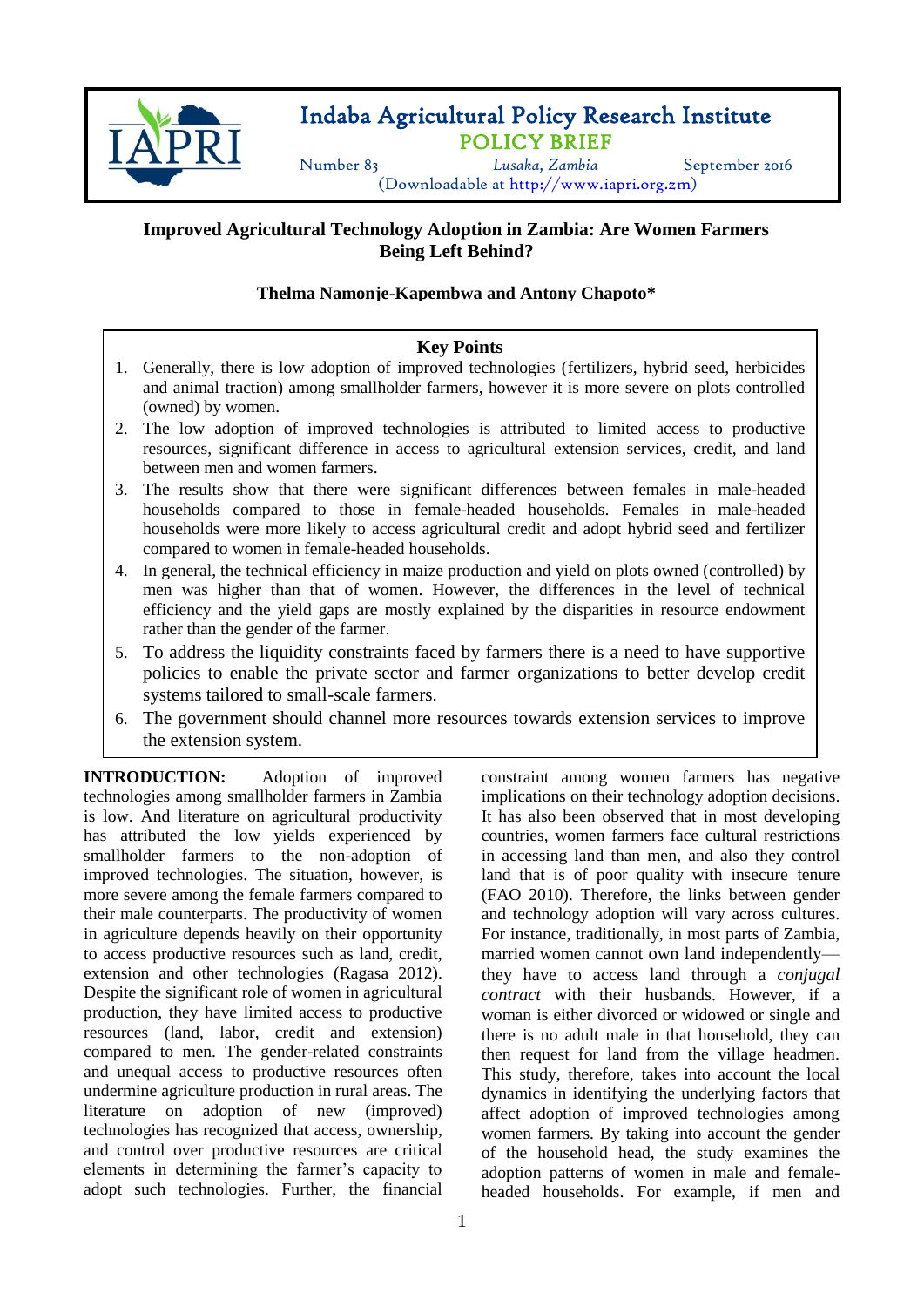Indaba Agricultural Policy Research Institute

POLICY BRIEF

Number 83 | Lusaka, Zambia | September 2016

(Downloadable at http://www.iapri.org.zm)

# Improved Agricultural Technology Adoption in Zambia: Are Women Farmers Being Left Behind?

**Thelma Namonje-Kapembwa and Antony Chapoto***

## Key Points

1. Generally, there is low adoption of improved technologies (fertilizers, hybrid seed, herbicides and animal traction) among smallholder farmers, however it is more severe on plots controlled (owned) by women.
2. The low adoption of improved technologies is attributed to limited access to productive resources, significant difference in access to agricultural extension services, credit, and land between men and women farmers.
3. The results show that there were significant differences between females in male-headed households compared to those in female-headed households. Females in male-headed households were more likely to access agricultural credit and adopt hybrid seed and fertilizer compared to women in female-headed households.
4. In general, the technical efficiency in maize production and yield on plots owned (controlled) by men was higher than that of women. However, the differences in the level of technical efficiency and the yield gaps are mostly explained by the disparities in resource endowment rather than the gender of the farmer.
5. To address the liquidity constraints faced by farmers there is a need to have supportive policies to enable the private sector and farmer organizations to better develop credit systems tailored to small-scale farmers.
6. The government should channel more resources towards extension services to improve the extension system.

**INTRODUCTION:** Adoption of improved technologies among smallholder farmers in Zambia is low. And literature on agricultural productivity has attributed the low yields experienced by smallholder farmers to the non-adoption of improved technologies. The situation, however, is more severe among the female farmers compared to their male counterparts. The productivity of women in agriculture depends heavily on their opportunity to access productive resources such as land, credit, extension and other technologies (Ragasa 2012). Despite the significant role of women in agricultural production, they have limited access to productive resources (land, labor, credit and extension) compared to men. The gender-related constraints and unequal access to productive resources often undermine agriculture production in rural areas. The literature on adoption of new (improved) technologies has recognized that access, ownership, and control over productive resources are critical elements in determining the farmer's capacity to adopt such technologies. Further, the financial constraint among women farmers has negative implications on their technology adoption decisions. It has also been observed that in most developing countries, women farmers face cultural restrictions in accessing land than men, and also they control land that is of poor quality with insecure tenure (FAO 2010). Therefore, the links between gender and technology adoption will vary across cultures. For instance, traditionally, in most parts of Zambia, married women cannot own land independently—they have to access land through a *conjugal contract* with their husbands. However, if a woman is either divorced or widowed or single and there is no adult male in that household, they can then request for land from the village headmen. This study, therefore, takes into account the local dynamics in identifying the underlying factors that affect adoption of improved technologies among women farmers. By taking into account the gender of the household head, the study examines the adoption patterns of women in male and female-headed households. For example, if men and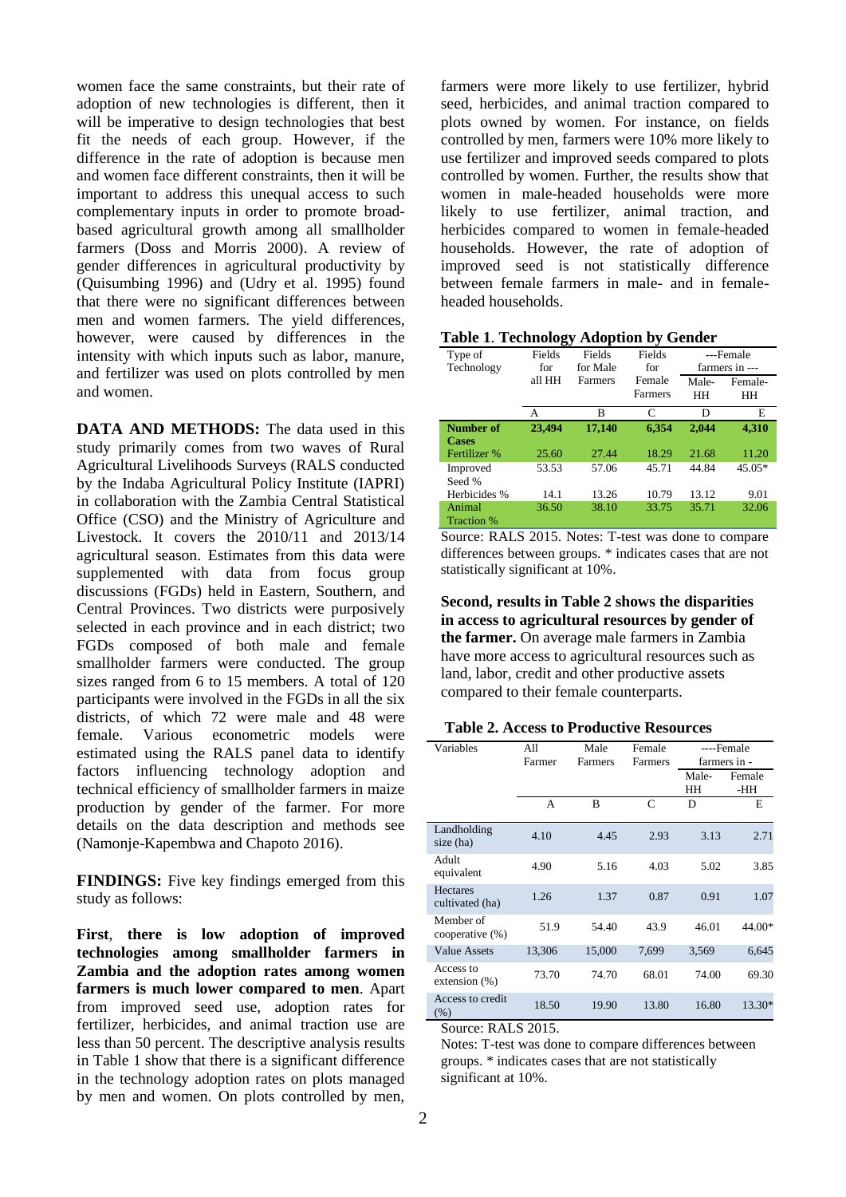women face the same constraints, but their rate of adoption of new technologies is different, then it will be imperative to design technologies that best fit the needs of each group. However, if the difference in the rate of adoption is because men and women face different constraints, then it will be important to address this unequal access to such complementary inputs in order to promote broad-based agricultural growth among all smallholder farmers (Doss and Morris 2000). A review of gender differences in agricultural productivity by (Quisumbing 1996) and (Udry et al. 1995) found that there were no significant differences between men and women farmers. The yield differences, however, were caused by differences in the intensity with which inputs such as labor, manure, and fertilizer was used on plots controlled by men and women.

**DATA AND METHODS:** The data used in this study primarily comes from two waves of Rural Agricultural Livelihoods Surveys (RALS conducted by the Indaba Agricultural Policy Institute (IAPRI) in collaboration with the Zambia Central Statistical Office (CSO) and the Ministry of Agriculture and Livestock. It covers the 2010/11 and 2013/14 agricultural season. Estimates from this data were supplemented with data from focus group discussions (FGDs) held in Eastern, Southern, and Central Provinces. Two districts were purposively selected in each province and in each district; two FGDs composed of both male and female smallholder farmers were conducted. The group sizes ranged from 6 to 15 members. A total of 120 participants were involved in the FGDs in all the six districts, of which 72 were male and 48 were female. Various econometric models were estimated using the RALS panel data to identify factors influencing technology adoption and technical efficiency of smallholder farmers in maize production by gender of the farmer. For more details on the data description and methods see (Namonje-Kapembwa and Chapoto 2016).

**FINDINGS:** Five key findings emerged from this study as follows:

**First**, **there is low adoption of improved technologies among smallholder farmers in Zambia and the adoption rates among women farmers is much lower compared to men**. Apart from improved seed use, adoption rates for fertilizer, herbicides, and animal traction use are less than 50 percent. The descriptive analysis results in Table 1 show that there is a significant difference in the technology adoption rates on plots managed by men and women. On plots controlled by men, farmers were more likely to use fertilizer, hybrid seed, herbicides, and animal traction compared to plots owned by women. For instance, on fields controlled by men, farmers were 10% more likely to use fertilizer and improved seeds compared to plots controlled by women. Further, the results show that women in male-headed households were more likely to use fertilizer, animal traction, and herbicides compared to women in female-headed households. However, the rate of adoption of improved seed is not statistically difference between female farmers in male- and in female-headed households.

**Table 1. Technology Adoption by Gender**

| Type of Technology | Fields for all HH | Fields for Male Farmers | Fields for Female Farmers | ---Female farmers in --- | |
|---|---|---|---|---|---|
| | | | | Male-HH | Female-HH |
| | A | B | C | D | E |
| **Number of Cases** | **23,494** | **17,140** | **6,354** | **2,044** | **4,310** |
| Fertilizer % | 25.60 | 27.44 | 18.29 | 21.68 | 11.20 |
| Improved Seed % | 53.53 | 57.06 | 45.71 | 44.84 | 45.05* |
| Herbicides % | 14.1 | 13.26 | 10.79 | 13.12 | 9.01 |
| Animal Traction % | 36.50 | 38.10 | 33.75 | 35.71 | 32.06 |

Source: RALS 2015. Notes: T-test was done to compare differences between groups. * indicates cases that are not statistically significant at 10%.

**Second, results in Table 2 shows the disparities in access to agricultural resources by gender of the farmer.** On average male farmers in Zambia have more access to agricultural resources such as land, labor, credit and other productive assets compared to their female counterparts.

**Table 2. Access to Productive Resources**

| Variables | All Farmer | Male Farmers | Female Farmers | ----Female farmers in - | |
|---|---|---|---|---|---|
| | | | | Male-HH | Female-HH |
| | A | B | C | D | E |
| Landholding size (ha) | 4.10 | 4.45 | 2.93 | 3.13 | 2.71 |
| Adult equivalent | 4.90 | 5.16 | 4.03 | 5.02 | 3.85 |
| Hectares cultivated (ha) | 1.26 | 1.37 | 0.87 | 0.91 | 1.07 |
| Member of cooperative (%) | 51.9 | 54.40 | 43.9 | 46.01 | 44.00* |
| Value Assets | 13,306 | 15,000 | 7,699 | 3,569 | 6,645 |
| Access to extension (%) | 73.70 | 74.70 | 68.01 | 74.00 | 69.30 |
| Access to credit (%) | 18.50 | 19.90 | 13.80 | 16.80 | 13.30* |

Source: RALS 2015.

Notes: T-test was done to compare differences between groups. * indicates cases that are not statistically significant at 10%.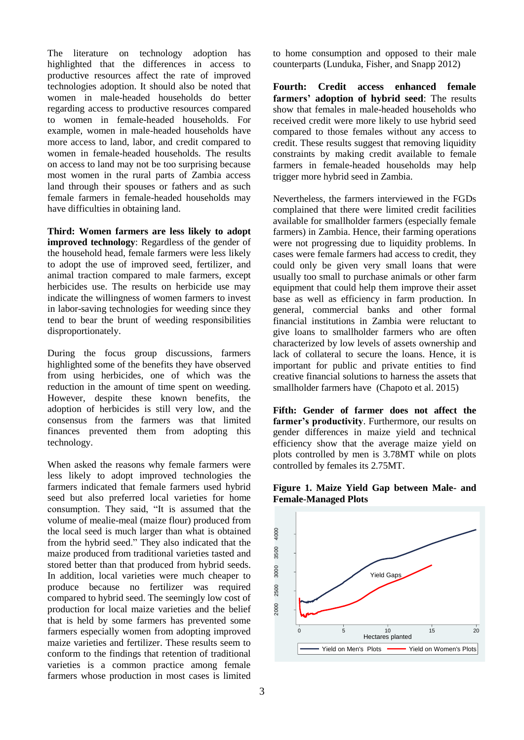The literature on technology adoption has highlighted that the differences in access to productive resources affect the rate of improved technologies adoption. It should also be noted that women in male-headed households do better regarding access to productive resources compared to women in female-headed households. For example, women in male-headed households have more access to land, labor, and credit compared to women in female-headed households. The results on access to land may not be too surprising because most women in the rural parts of Zambia access land through their spouses or fathers and as such female farmers in female-headed households may have difficulties in obtaining land.

**Third: Women farmers are less likely to adopt improved technology**: Regardless of the gender of the household head, female farmers were less likely to adopt the use of improved seed, fertilizer, and animal traction compared to male farmers, except herbicides use. The results on herbicide use may indicate the willingness of women farmers to invest in labor-saving technologies for weeding since they tend to bear the brunt of weeding responsibilities disproportionately.

During the focus group discussions, farmers highlighted some of the benefits they have observed from using herbicides, one of which was the reduction in the amount of time spent on weeding. However, despite these known benefits, the adoption of herbicides is still very low, and the consensus from the farmers was that limited finances prevented them from adopting this technology.

When asked the reasons why female farmers were less likely to adopt improved technologies the farmers indicated that female farmers used hybrid seed but also preferred local varieties for home consumption. They said, "It is assumed that the volume of mealie-meal (maize flour) produced from the local seed is much larger than what is obtained from the hybrid seed." They also indicated that the maize produced from traditional varieties tasted and stored better than that produced from hybrid seeds. In addition, local varieties were much cheaper to produce because no fertilizer was required compared to hybrid seed. The seemingly low cost of production for local maize varieties and the belief that is held by some farmers has prevented some farmers especially women from adopting improved maize varieties and fertilizer. These results seem to conform to the findings that retention of traditional varieties is a common practice among female farmers whose production in most cases is limited to home consumption and opposed to their male counterparts (Lunduka, Fisher, and Snapp 2012)

**Fourth: Credit access enhanced female farmers' adoption of hybrid seed**: The results show that females in male-headed households who received credit were more likely to use hybrid seed compared to those females without any access to credit. These results suggest that removing liquidity constraints by making credit available to female farmers in female-headed households may help trigger more hybrid seed in Zambia.

Nevertheless, the farmers interviewed in the FGDs complained that there were limited credit facilities available for smallholder farmers (especially female farmers) in Zambia. Hence, their farming operations were not progressing due to liquidity problems. In cases were female farmers had access to credit, they could only be given very small loans that were usually too small to purchase animals or other farm equipment that could help them improve their asset base as well as efficiency in farm production. In general, commercial banks and other formal financial institutions in Zambia were reluctant to give loans to smallholder farmers who are often characterized by low levels of assets ownership and lack of collateral to secure the loans. Hence, it is important for public and private entities to find creative financial solutions to harness the assets that smallholder farmers have (Chapoto et al. 2015)

**Fifth: Gender of farmer does not affect the farmer's productivity**. Furthermore, our results on gender differences in maize yield and technical efficiency show that the average maize yield on plots controlled by men is 3.78MT while on plots controlled by females its 2.75MT.

**Figure 1. Maize Yield Gap between Male- and Female-Managed Plots**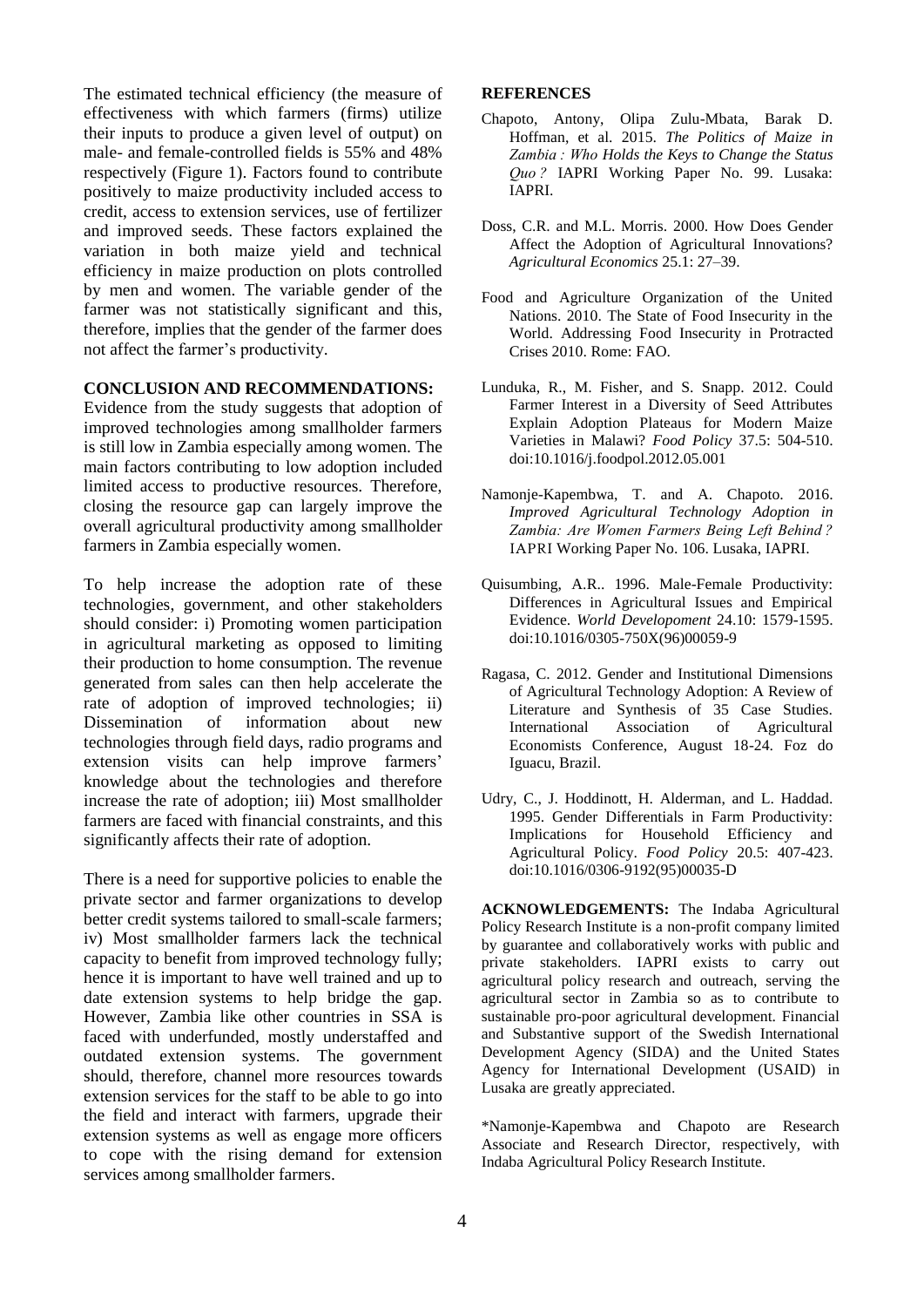The estimated technical efficiency (the measure of effectiveness with which farmers (firms) utilize their inputs to produce a given level of output) on male- and female-controlled fields is 55% and 48% respectively (Figure 1). Factors found to contribute positively to maize productivity included access to credit, access to extension services, use of fertilizer and improved seeds. These factors explained the variation in both maize yield and technical efficiency in maize production on plots controlled by men and women. The variable gender of the farmer was not statistically significant and this, therefore, implies that the gender of the farmer does not affect the farmer's productivity.

## CONCLUSION AND RECOMMENDATIONS:

Evidence from the study suggests that adoption of improved technologies among smallholder farmers is still low in Zambia especially among women. The main factors contributing to low adoption included limited access to productive resources. Therefore, closing the resource gap can largely improve the overall agricultural productivity among smallholder farmers in Zambia especially women.

To help increase the adoption rate of these technologies, government, and other stakeholders should consider: i) Promoting women participation in agricultural marketing as opposed to limiting their production to home consumption. The revenue generated from sales can then help accelerate the rate of adoption of improved technologies; ii) Dissemination of information about new technologies through field days, radio programs and extension visits can help improve farmers' knowledge about the technologies and therefore increase the rate of adoption; iii) Most smallholder farmers are faced with financial constraints, and this significantly affects their rate of adoption.

There is a need for supportive policies to enable the private sector and farmer organizations to develop better credit systems tailored to small-scale farmers; iv) Most smallholder farmers lack the technical capacity to benefit from improved technology fully; hence it is important to have well trained and up to date extension systems to help bridge the gap. However, Zambia like other countries in SSA is faced with underfunded, mostly understaffed and outdated extension systems. The government should, therefore, channel more resources towards extension services for the staff to be able to go into the field and interact with farmers, upgrade their extension systems as well as engage more officers to cope with the rising demand for extension services among smallholder farmers.

## REFERENCES

Chapoto, Antony, Olipa Zulu-Mbata, Barak D. Hoffman, et al. 2015. *The Politics of Maize in Zambia : Who Holds the Keys to Change the Status Quo ?* IAPRI Working Paper No. 99. Lusaka: IAPRI.

Doss, C.R. and M.L. Morris. 2000. How Does Gender Affect the Adoption of Agricultural Innovations? *Agricultural Economics* 25.1: 27–39.

Food and Agriculture Organization of the United Nations. 2010. The State of Food Insecurity in the World. Addressing Food Insecurity in Protracted Crises 2010. Rome: FAO.

Lunduka, R., M. Fisher, and S. Snapp. 2012. Could Farmer Interest in a Diversity of Seed Attributes Explain Adoption Plateaus for Modern Maize Varieties in Malawi? *Food Policy* 37.5: 504-510. doi:10.1016/j.foodpol.2012.05.001

Namonje-Kapembwa, T. and A. Chapoto. 2016. *Improved Agricultural Technology Adoption in Zambia: Are Women Farmers Being Left Behind ?* IAPRI Working Paper No. 106. Lusaka, IAPRI.

Quisumbing, A.R.. 1996. Male-Female Productivity: Differences in Agricultural Issues and Empirical Evidence. *World Developoment* 24.10: 1579-1595. doi:10.1016/0305-750X(96)00059-9

Ragasa, C. 2012. Gender and Institutional Dimensions of Agricultural Technology Adoption: A Review of Literature and Synthesis of 35 Case Studies. International Association of Agricultural Economists Conference, August 18-24. Foz do Iguacu, Brazil.

Udry, C., J. Hoddinott, H. Alderman, and L. Haddad. 1995. Gender Differentials in Farm Productivity: Implications for Household Efficiency and Agricultural Policy. *Food Policy* 20.5: 407-423. doi:10.1016/0306-9192(95)00035-D

**ACKNOWLEDGEMENTS:** The Indaba Agricultural Policy Research Institute is a non-profit company limited by guarantee and collaboratively works with public and private stakeholders. IAPRI exists to carry out agricultural policy research and outreach, serving the agricultural sector in Zambia so as to contribute to sustainable pro-poor agricultural development. Financial and Substantive support of the Swedish International Development Agency (SIDA) and the United States Agency for International Development (USAID) in Lusaka are greatly appreciated.

*Namonje-Kapembwa and Chapoto are Research Associate and Research Director, respectively, with Indaba Agricultural Policy Research Institute.